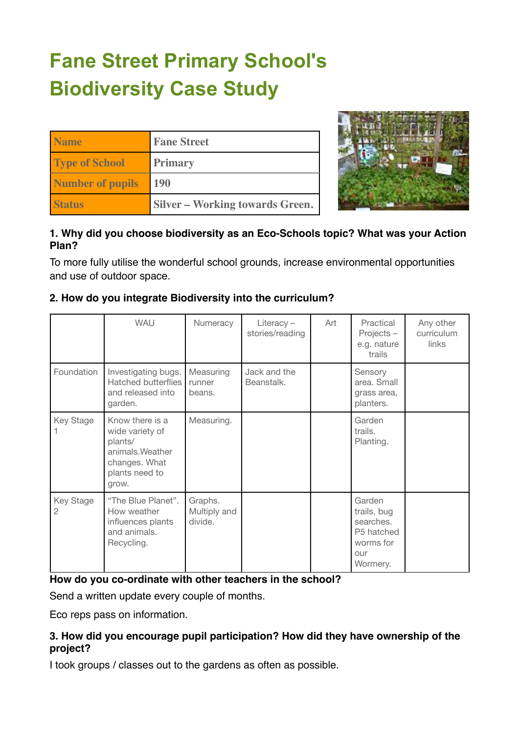# Fane Street Primary School's Biodiversity Case Study

| Name | Fane Street |
|---|---|
| Type of School | Primary |
| Number of pupils | 190 |
| Status | Silver – Working towards Green. |

**1. Why did you choose biodiversity as an Eco-Schools topic? What was your Action Plan?**

To more fully utilise the wonderful school grounds, increase environmental opportunities and use of outdoor space.

**2. How do you integrate Biodiversity into the curriculum?**

| | WAU | Numeracy | Literacy – stories/reading | Art | Practical Projects – e.g. nature trails | Any other curriculum links |
|---|---|---|---|---|---|---|
| Foundation | Investigating bugs. Hatched butterflies and released into garden. | Measuring runner beans. | Jack and the Beanstalk. | | Sensory area. Small grass area, planters. | |
| Key Stage 1 | Know there is a wide variety of plants/ animals.Weather changes. What plants need to grow. | Measuring. | | | Garden trails. Planting. | |
| Key Stage 2 | "The Blue Planet". How weather influences plants and animals. Recycling. | Graphs. Multiply and divide. | | | Garden trails, bug searches. P5 hatched worms for our Wormery. | |

**How do you co-ordinate with other teachers in the school?**

Send a written update every couple of months.

Eco reps pass on information.

**3. How did you encourage pupil participation? How did they have ownership of the project?**

I took groups / classes out to the gardens as often as possible.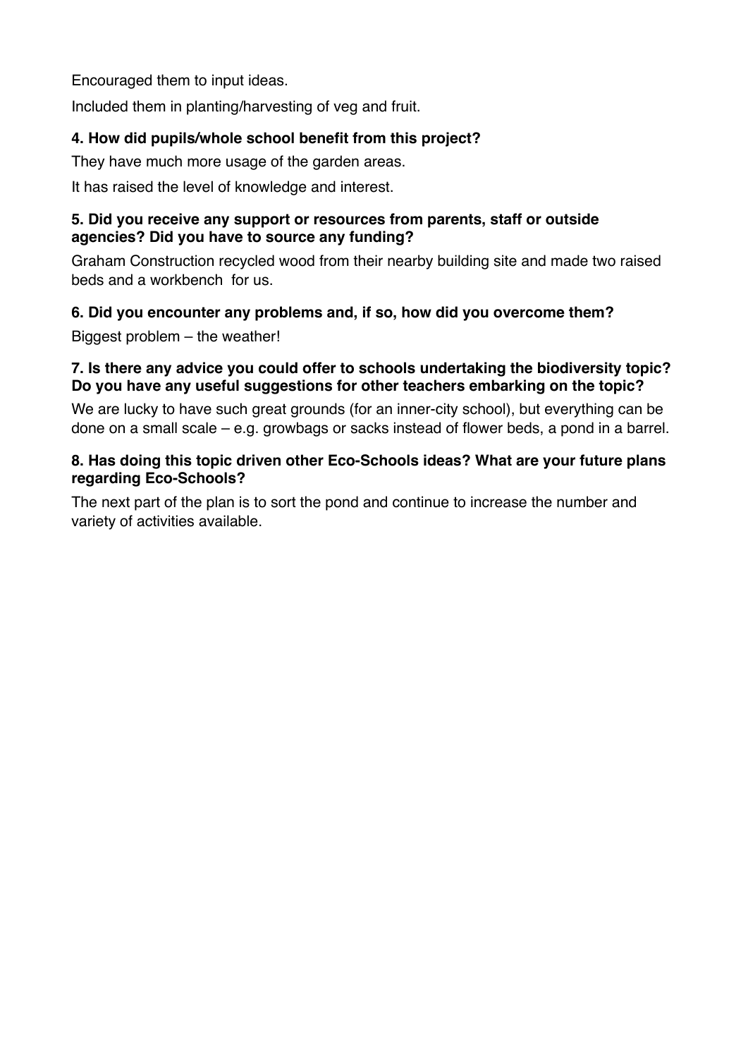Encouraged them to input ideas.

Included them in planting/harvesting of veg and fruit.

**4. How did pupils/whole school benefit from this project?**

They have much more usage of the garden areas.

It has raised the level of knowledge and interest.

**5. Did you receive any support or resources from parents, staff or outside agencies? Did you have to source any funding?**

Graham Construction recycled wood from their nearby building site and made two raised beds and a workbench for us.

**6. Did you encounter any problems and, if so, how did you overcome them?**

Biggest problem – the weather!

**7. Is there any advice you could offer to schools undertaking the biodiversity topic? Do you have any useful suggestions for other teachers embarking on the topic?**

We are lucky to have such great grounds (for an inner-city school), but everything can be done on a small scale – e.g. growbags or sacks instead of flower beds, a pond in a barrel.

**8. Has doing this topic driven other Eco-Schools ideas? What are your future plans regarding Eco-Schools?**

The next part of the plan is to sort the pond and continue to increase the number and variety of activities available.